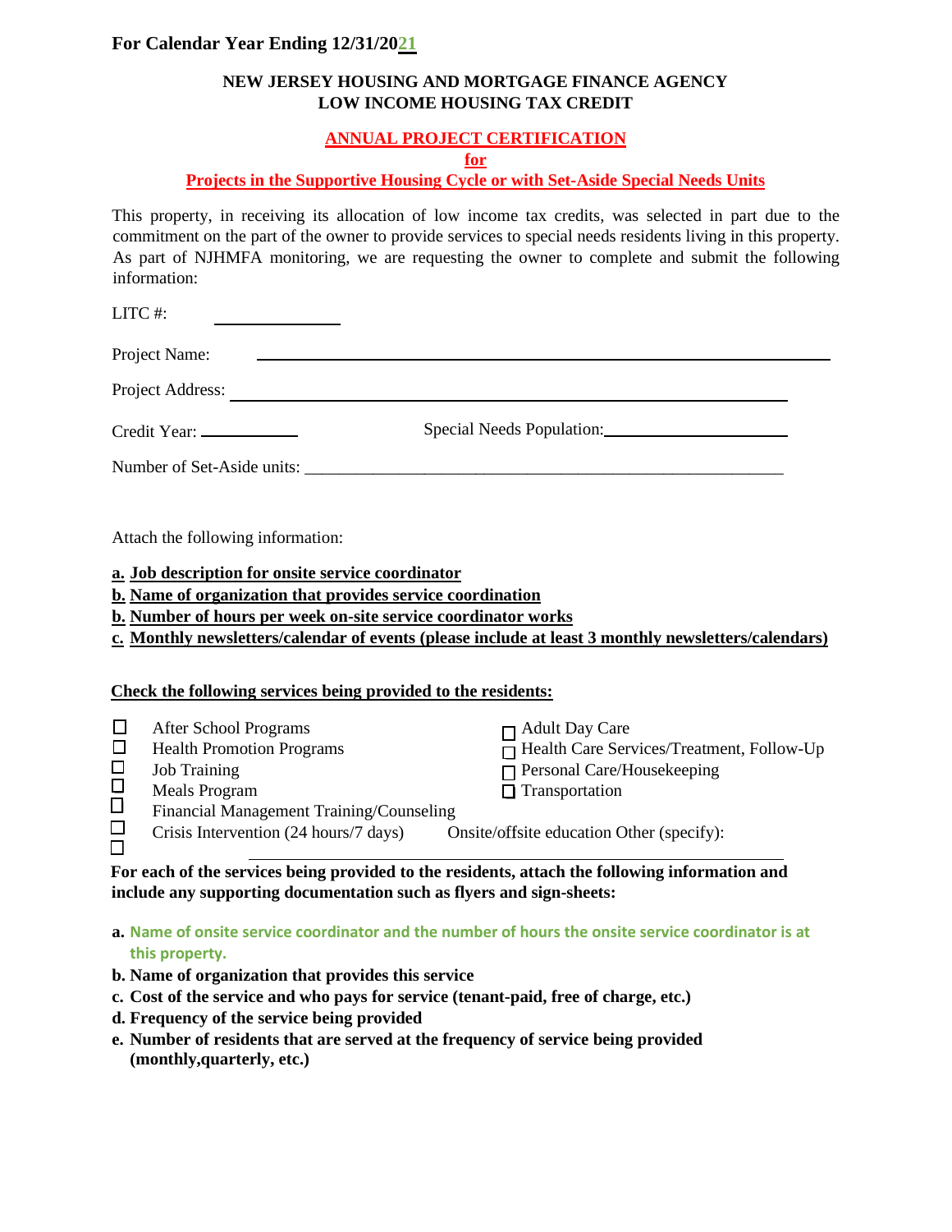**For Calendar Year Ending 12/31/2021**

**NEW JERSEY HOUSING AND MORTGAGE FINANCE AGENCY**
**LOW INCOME HOUSING TAX CREDIT**

**ANNUAL PROJECT CERTIFICATION**
**for**
**Projects in the Supportive Housing Cycle or with Set-Aside Special Needs Units**

This property, in receiving its allocation of low income tax credits, was selected in part due to the commitment on the part of the owner to provide services to special needs residents living in this property. As part of NJHMFA monitoring, we are requesting the owner to complete and submit the following information:

LITC #: ______________

Project Name: ______________________________________________________________

Project Address: ____________________________________________________________

Credit Year: ___________ Special Needs Population: ______________________

Number of Set-Aside units: ________________________________________________________

Attach the following information:

**a. Job description for onsite service coordinator**
**b. Name of organization that provides service coordination**
**b. Number of hours per week on-site service coordinator works**
**c. Monthly newsletters/calendar of events (please include at least 3 monthly newsletters/calendars)**

**Check the following services being provided to the residents:**

- ☐ After School Programs
- ☐ Health Promotion Programs
- ☐ Job Training
- ☐ Meals Program
- ☐ Financial Management Training/Counseling
- ☐ Crisis Intervention (24 hours/7 days)
- ☐ Onsite/offsite education Other (specify): ______________________________
- ☐ Adult Day Care
- ☐ Health Care Services/Treatment, Follow-Up
- ☐ Personal Care/Housekeeping
- ☐ Transportation

**For each of the services being provided to the residents, attach the following information and include any supporting documentation such as flyers and sign-sheets:**

**a. Name of onsite service coordinator and the number of hours the onsite service coordinator is at this property.**
**b. Name of organization that provides this service**
**c. Cost of the service and who pays for service (tenant-paid, free of charge, etc.)**
**d. Frequency of the service being provided**
**e. Number of residents that are served at the frequency of service being provided (monthly,quarterly, etc.)**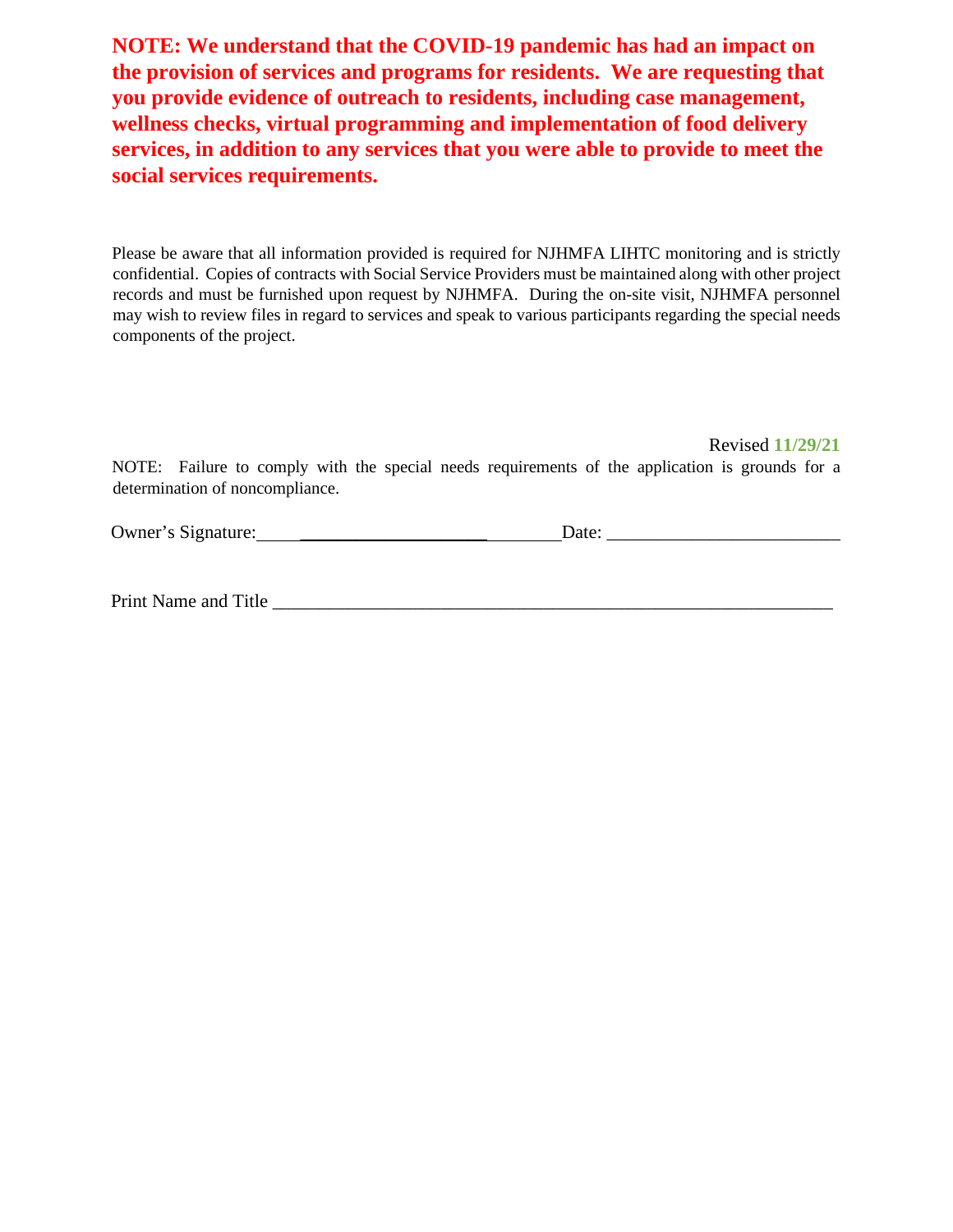**NOTE: We understand that the COVID-19 pandemic has had an impact on the provision of services and programs for residents. We are requesting that you provide evidence of outreach to residents, including case management, wellness checks, virtual programming and implementation of food delivery services, in addition to any services that you were able to provide to meet the social services requirements.**

Please be aware that all information provided is required for NJHMFA LIHTC monitoring and is strictly confidential. Copies of contracts with Social Service Providers must be maintained along with other project records and must be furnished upon request by NJHMFA. During the on-site visit, NJHMFA personnel may wish to review files in regard to services and speak to various participants regarding the special needs components of the project.

Revised 11/29/21

NOTE: Failure to comply with the special needs requirements of the application is grounds for a determination of noncompliance.

Owner's Signature:______________________________ Date: _________________________

Print Name and Title ____________________________________________________________